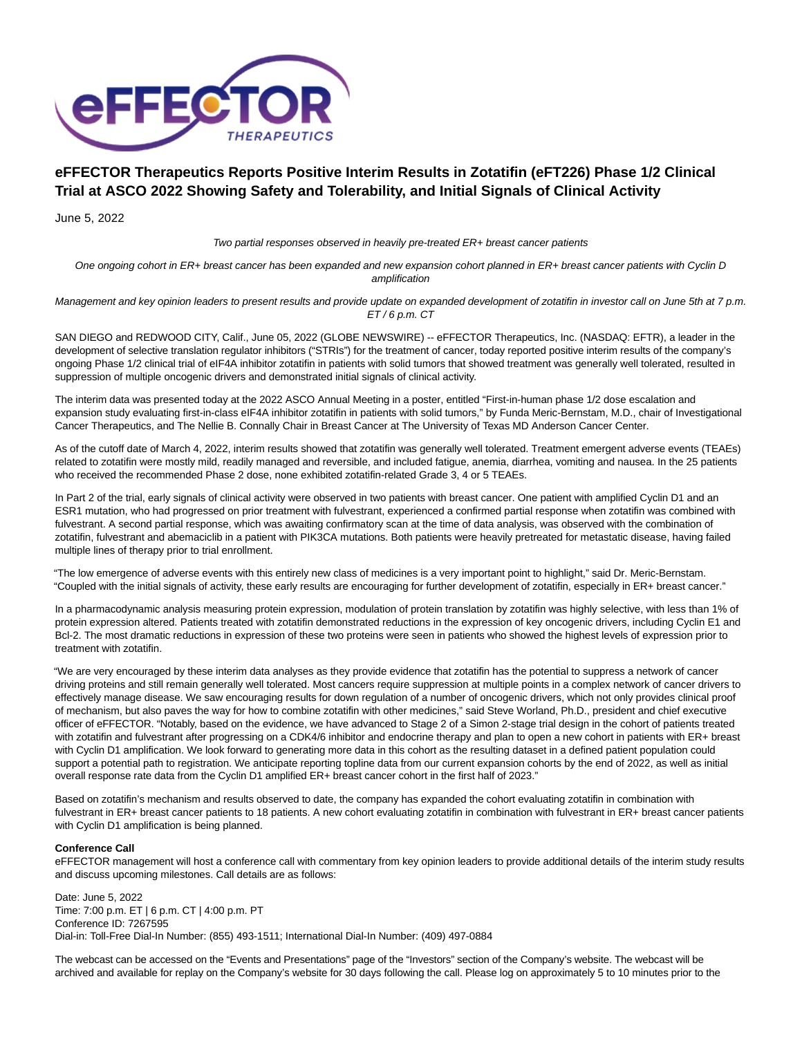# eFFECTOR Therapeutics Reports Positive Interim Results in Zotatifin (eFT226) Phase 1/2 Clinical Trial at ASCO 2022 Showing Safety and Tolerability, and Initial Signals of Clinical Activity

June 5, 2022

*Two partial responses observed in heavily pre-treated ER+ breast cancer patients*

*One ongoing cohort in ER+ breast cancer has been expanded and new expansion cohort planned in ER+ breast cancer patients with Cyclin D amplification*

*Management and key opinion leaders to present results and provide update on expanded development of zotatifin in investor call on June 5th at 7 p.m. ET / 6 p.m. CT*

SAN DIEGO and REDWOOD CITY, Calif., June 05, 2022 (GLOBE NEWSWIRE) -- eFFECTOR Therapeutics, Inc. (NASDAQ: EFTR), a leader in the development of selective translation regulator inhibitors ("STRIs") for the treatment of cancer, today reported positive interim results of the company's ongoing Phase 1/2 clinical trial of eIF4A inhibitor zotatifin in patients with solid tumors that showed treatment was generally well tolerated, resulted in suppression of multiple oncogenic drivers and demonstrated initial signals of clinical activity.

The interim data was presented today at the 2022 ASCO Annual Meeting in a poster, entitled "First-in-human phase 1/2 dose escalation and expansion study evaluating first-in-class eIF4A inhibitor zotatifin in patients with solid tumors," by Funda Meric-Bernstam, M.D., chair of Investigational Cancer Therapeutics, and The Nellie B. Connally Chair in Breast Cancer at The University of Texas MD Anderson Cancer Center.

As of the cutoff date of March 4, 2022, interim results showed that zotatifin was generally well tolerated. Treatment emergent adverse events (TEAEs) related to zotatifin were mostly mild, readily managed and reversible, and included fatigue, anemia, diarrhea, vomiting and nausea. In the 25 patients who received the recommended Phase 2 dose, none exhibited zotatifin-related Grade 3, 4 or 5 TEAEs.

In Part 2 of the trial, early signals of clinical activity were observed in two patients with breast cancer. One patient with amplified Cyclin D1 and an ESR1 mutation, who had progressed on prior treatment with fulvestrant, experienced a confirmed partial response when zotatifin was combined with fulvestrant. A second partial response, which was awaiting confirmatory scan at the time of data analysis, was observed with the combination of zotatifin, fulvestrant and abemaciclib in a patient with PIK3CA mutations. Both patients were heavily pretreated for metastatic disease, having failed multiple lines of therapy prior to trial enrollment.

"The low emergence of adverse events with this entirely new class of medicines is a very important point to highlight," said Dr. Meric-Bernstam. "Coupled with the initial signals of activity, these early results are encouraging for further development of zotatifin, especially in ER+ breast cancer."

In a pharmacodynamic analysis measuring protein expression, modulation of protein translation by zotatifin was highly selective, with less than 1% of protein expression altered. Patients treated with zotatifin demonstrated reductions in the expression of key oncogenic drivers, including Cyclin E1 and Bcl-2. The most dramatic reductions in expression of these two proteins were seen in patients who showed the highest levels of expression prior to treatment with zotatifin.

"We are very encouraged by these interim data analyses as they provide evidence that zotatifin has the potential to suppress a network of cancer driving proteins and still remain generally well tolerated. Most cancers require suppression at multiple points in a complex network of cancer drivers to effectively manage disease. We saw encouraging results for down regulation of a number of oncogenic drivers, which not only provides clinical proof of mechanism, but also paves the way for how to combine zotatifin with other medicines," said Steve Worland, Ph.D., president and chief executive officer of eFFECTOR. "Notably, based on the evidence, we have advanced to Stage 2 of a Simon 2-stage trial design in the cohort of patients treated with zotatifin and fulvestrant after progressing on a CDK4/6 inhibitor and endocrine therapy and plan to open a new cohort in patients with ER+ breast with Cyclin D1 amplification. We look forward to generating more data in this cohort as the resulting dataset in a defined patient population could support a potential path to registration. We anticipate reporting topline data from our current expansion cohorts by the end of 2022, as well as initial overall response rate data from the Cyclin D1 amplified ER+ breast cancer cohort in the first half of 2023."

Based on zotatifin's mechanism and results observed to date, the company has expanded the cohort evaluating zotatifin in combination with fulvestrant in ER+ breast cancer patients to 18 patients. A new cohort evaluating zotatifin in combination with fulvestrant in ER+ breast cancer patients with Cyclin D1 amplification is being planned.

**Conference Call**

eFFECTOR management will host a conference call with commentary from key opinion leaders to provide additional details of the interim study results and discuss upcoming milestones. Call details are as follows:

Date: June 5, 2022
Time: 7:00 p.m. ET | 6 p.m. CT | 4:00 p.m. PT
Conference ID: 7267595
Dial-in: Toll-Free Dial-In Number: (855) 493-1511; International Dial-In Number: (409) 497-0884

The webcast can be accessed on the "Events and Presentations" page of the "Investors" section of the Company's website. The webcast will be archived and available for replay on the Company's website for 30 days following the call. Please log on approximately 5 to 10 minutes prior to the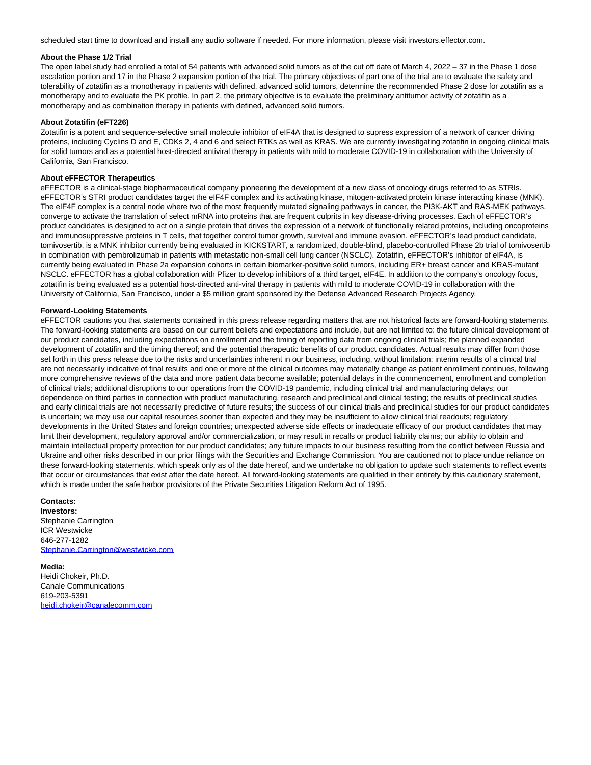scheduled start time to download and install any audio software if needed. For more information, please visit investors.effector.com.

**About the Phase 1/2 Trial**

The open label study had enrolled a total of 54 patients with advanced solid tumors as of the cut off date of March 4, 2022 – 37 in the Phase 1 dose escalation portion and 17 in the Phase 2 expansion portion of the trial. The primary objectives of part one of the trial are to evaluate the safety and tolerability of zotatifin as a monotherapy in patients with defined, advanced solid tumors, determine the recommended Phase 2 dose for zotatifin as a monotherapy and to evaluate the PK profile. In part 2, the primary objective is to evaluate the preliminary antitumor activity of zotatifin as a monotherapy and as combination therapy in patients with defined, advanced solid tumors.

**About Zotatifin (eFT226)**

Zotatifin is a potent and sequence-selective small molecule inhibitor of eIF4A that is designed to supress expression of a network of cancer driving proteins, including Cyclins D and E, CDKs 2, 4 and 6 and select RTKs as well as KRAS. We are currently investigating zotatifin in ongoing clinical trials for solid tumors and as a potential host-directed antiviral therapy in patients with mild to moderate COVID-19 in collaboration with the University of California, San Francisco.

**About eFFECTOR Therapeutics**

eFFECTOR is a clinical-stage biopharmaceutical company pioneering the development of a new class of oncology drugs referred to as STRIs. eFFECTOR's STRI product candidates target the eIF4F complex and its activating kinase, mitogen-activated protein kinase interacting kinase (MNK). The eIF4F complex is a central node where two of the most frequently mutated signaling pathways in cancer, the PI3K-AKT and RAS-MEK pathways, converge to activate the translation of select mRNA into proteins that are frequent culprits in key disease-driving processes. Each of eFFECTOR's product candidates is designed to act on a single protein that drives the expression of a network of functionally related proteins, including oncoproteins and immunosuppressive proteins in T cells, that together control tumor growth, survival and immune evasion. eFFECTOR's lead product candidate, tomivosertib, is a MNK inhibitor currently being evaluated in KICKSTART, a randomized, double-blind, placebo-controlled Phase 2b trial of tomivosertib in combination with pembrolizumab in patients with metastatic non-small cell lung cancer (NSCLC). Zotatifin, eFFECTOR's inhibitor of eIF4A, is currently being evaluated in Phase 2a expansion cohorts in certain biomarker-positive solid tumors, including ER+ breast cancer and KRAS-mutant NSCLC. eFFECTOR has a global collaboration with Pfizer to develop inhibitors of a third target, eIF4E. In addition to the company's oncology focus, zotatifin is being evaluated as a potential host-directed anti-viral therapy in patients with mild to moderate COVID-19 in collaboration with the University of California, San Francisco, under a $5 million grant sponsored by the Defense Advanced Research Projects Agency.

**Forward-Looking Statements**

eFFECTOR cautions you that statements contained in this press release regarding matters that are not historical facts are forward-looking statements. The forward-looking statements are based on our current beliefs and expectations and include, but are not limited to: the future clinical development of our product candidates, including expectations on enrollment and the timing of reporting data from ongoing clinical trials; the planned expanded development of zotatifin and the timing thereof; and the potential therapeutic benefits of our product candidates. Actual results may differ from those set forth in this press release due to the risks and uncertainties inherent in our business, including, without limitation: interim results of a clinical trial are not necessarily indicative of final results and one or more of the clinical outcomes may materially change as patient enrollment continues, following more comprehensive reviews of the data and more patient data become available; potential delays in the commencement, enrollment and completion of clinical trials; additional disruptions to our operations from the COVID-19 pandemic, including clinical trial and manufacturing delays; our dependence on third parties in connection with product manufacturing, research and preclinical and clinical testing; the results of preclinical studies and early clinical trials are not necessarily predictive of future results; the success of our clinical trials and preclinical studies for our product candidates is uncertain; we may use our capital resources sooner than expected and they may be insufficient to allow clinical trial readouts; regulatory developments in the United States and foreign countries; unexpected adverse side effects or inadequate efficacy of our product candidates that may limit their development, regulatory approval and/or commercialization, or may result in recalls or product liability claims; our ability to obtain and maintain intellectual property protection for our product candidates; any future impacts to our business resulting from the conflict between Russia and Ukraine and other risks described in our prior filings with the Securities and Exchange Commission. You are cautioned not to place undue reliance on these forward-looking statements, which speak only as of the date hereof, and we undertake no obligation to update such statements to reflect events that occur or circumstances that exist after the date hereof. All forward-looking statements are qualified in their entirety by this cautionary statement, which is made under the safe harbor provisions of the Private Securities Litigation Reform Act of 1995.

**Contacts:**
**Investors:**
Stephanie Carrington
ICR Westwicke
646-277-1282
Stephanie.Carrington@westwicke.com

**Media:**
Heidi Chokeir, Ph.D.
Canale Communications
619-203-5391
heidi.chokeir@canalecomm.com